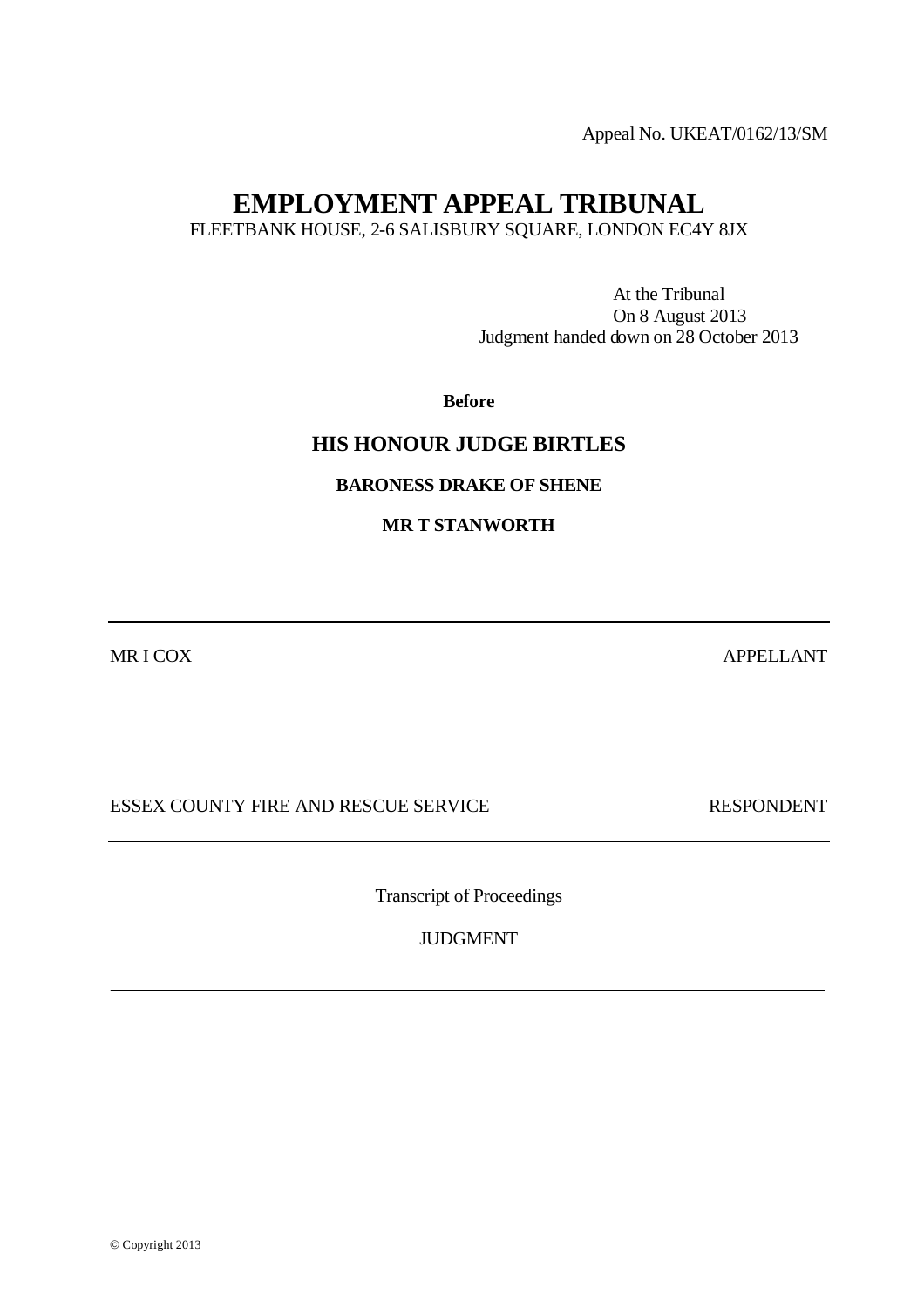Appeal No. UKEAT/0162/13/SM

# EMPLOYMENT APPEAL TRIBUNAL

FLEETBANK HOUSE, 2-6 SALISBURY SQUARE, LONDON EC4Y 8JX

At the Tribunal
On 8 August 2013
Judgment handed down on 28 October 2013

**Before**

## HIS HONOUR JUDGE BIRTLES

**BARONESS DRAKE OF SHENE**

**MR T STANWORTH**

---

MR I COX — APPELLANT

ESSEX COUNTY FIRE AND RESCUE SERVICE — RESPONDENT

---

Transcript of Proceedings

JUDGMENT

---

© Copyright 2013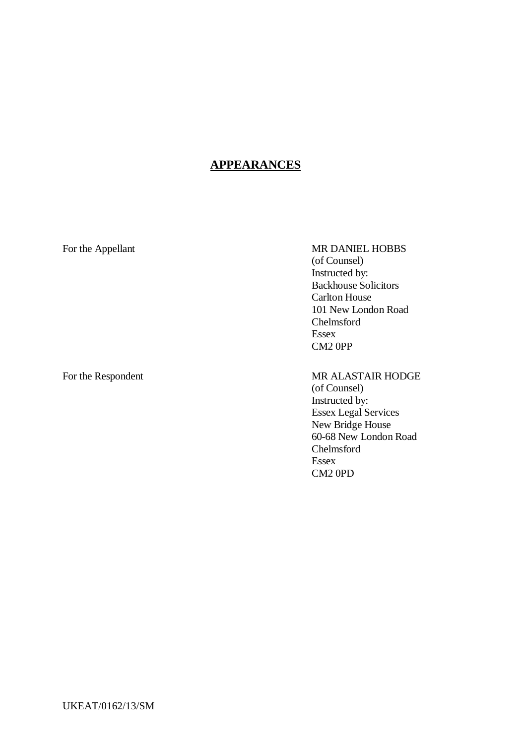## APPEARANCES

For the Appellant

MR DANIEL HOBBS
(of Counsel)
Instructed by:
Backhouse Solicitors
Carlton House
101 New London Road
Chelmsford
Essex
CM2 0PP

For the Respondent

MR ALASTAIR HODGE
(of Counsel)
Instructed by:
Essex Legal Services
New Bridge House
60-68 New London Road
Chelmsford
Essex
CM2 0PD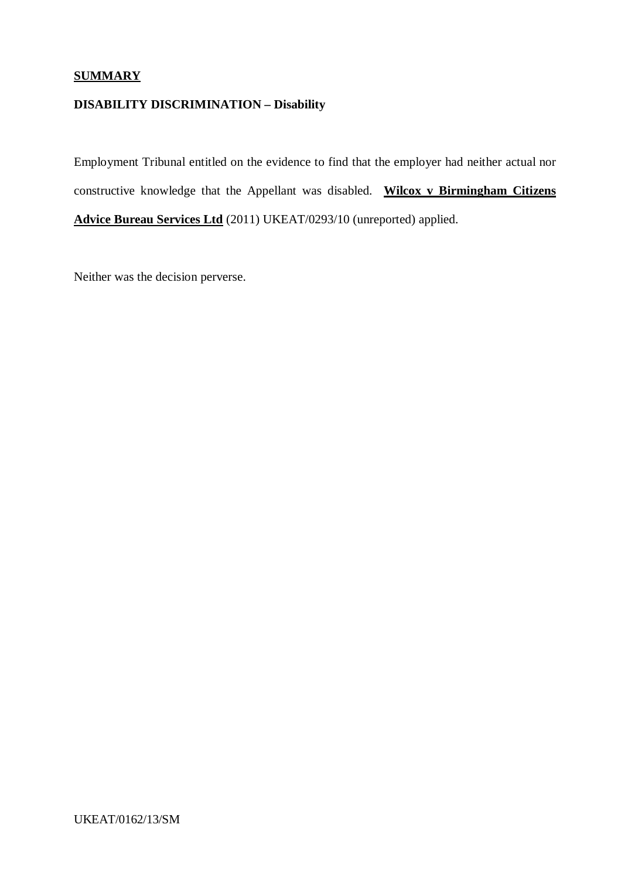**<u>SUMMARY</u>**

**DISABILITY DISCRIMINATION – Disability**

Employment Tribunal entitled on the evidence to find that the employer had neither actual nor constructive knowledge that the Appellant was disabled. **<u>Wilcox v Birmingham Citizens Advice Bureau Services Ltd</u>** (2011) UKEAT/0293/10 (unreported) applied.

Neither was the decision perverse.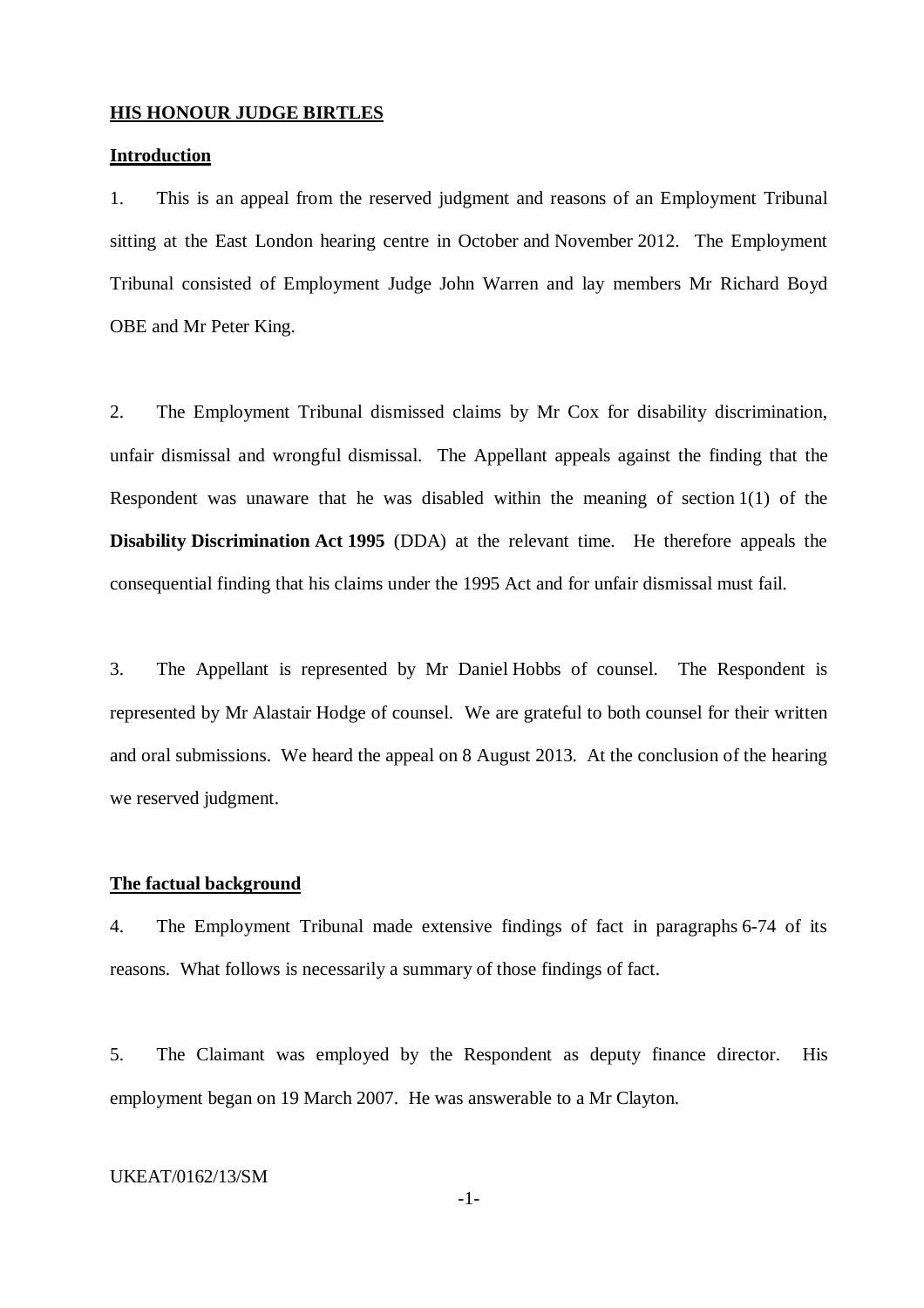**HIS HONOUR JUDGE BIRTLES**

**Introduction**

1. This is an appeal from the reserved judgment and reasons of an Employment Tribunal sitting at the East London hearing centre in October and November 2012. The Employment Tribunal consisted of Employment Judge John Warren and lay members Mr Richard Boyd OBE and Mr Peter King.

2. The Employment Tribunal dismissed claims by Mr Cox for disability discrimination, unfair dismissal and wrongful dismissal. The Appellant appeals against the finding that the Respondent was unaware that he was disabled within the meaning of section 1(1) of the **Disability Discrimination Act 1995** (DDA) at the relevant time. He therefore appeals the consequential finding that his claims under the 1995 Act and for unfair dismissal must fail.

3. The Appellant is represented by Mr Daniel Hobbs of counsel. The Respondent is represented by Mr Alastair Hodge of counsel. We are grateful to both counsel for their written and oral submissions. We heard the appeal on 8 August 2013. At the conclusion of the hearing we reserved judgment.

**The factual background**

4. The Employment Tribunal made extensive findings of fact in paragraphs 6-74 of its reasons. What follows is necessarily a summary of those findings of fact.

5. The Claimant was employed by the Respondent as deputy finance director. His employment began on 19 March 2007. He was answerable to a Mr Clayton.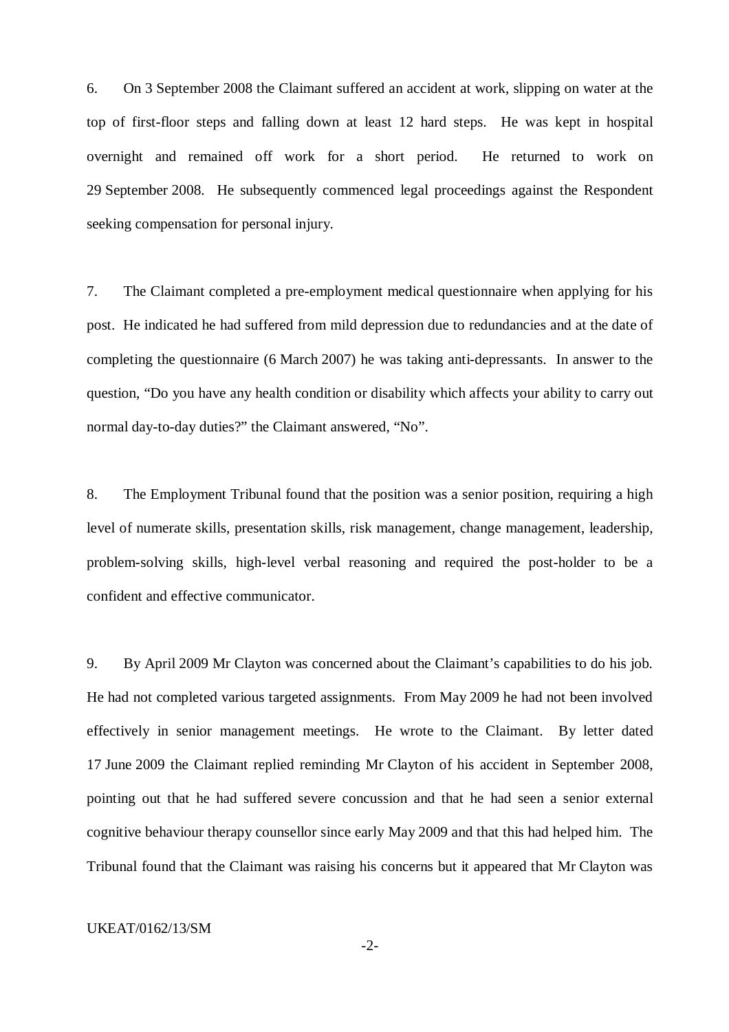6. On 3 September 2008 the Claimant suffered an accident at work, slipping on water at the top of first-floor steps and falling down at least 12 hard steps. He was kept in hospital overnight and remained off work for a short period. He returned to work on 29 September 2008. He subsequently commenced legal proceedings against the Respondent seeking compensation for personal injury.

7. The Claimant completed a pre-employment medical questionnaire when applying for his post. He indicated he had suffered from mild depression due to redundancies and at the date of completing the questionnaire (6 March 2007) he was taking anti-depressants. In answer to the question, "Do you have any health condition or disability which affects your ability to carry out normal day-to-day duties?" the Claimant answered, "No".

8. The Employment Tribunal found that the position was a senior position, requiring a high level of numerate skills, presentation skills, risk management, change management, leadership, problem-solving skills, high-level verbal reasoning and required the post-holder to be a confident and effective communicator.

9. By April 2009 Mr Clayton was concerned about the Claimant's capabilities to do his job. He had not completed various targeted assignments. From May 2009 he had not been involved effectively in senior management meetings. He wrote to the Claimant. By letter dated 17 June 2009 the Claimant replied reminding Mr Clayton of his accident in September 2008, pointing out that he had suffered severe concussion and that he had seen a senior external cognitive behaviour therapy counsellor since early May 2009 and that this had helped him. The Tribunal found that the Claimant was raising his concerns but it appeared that Mr Clayton was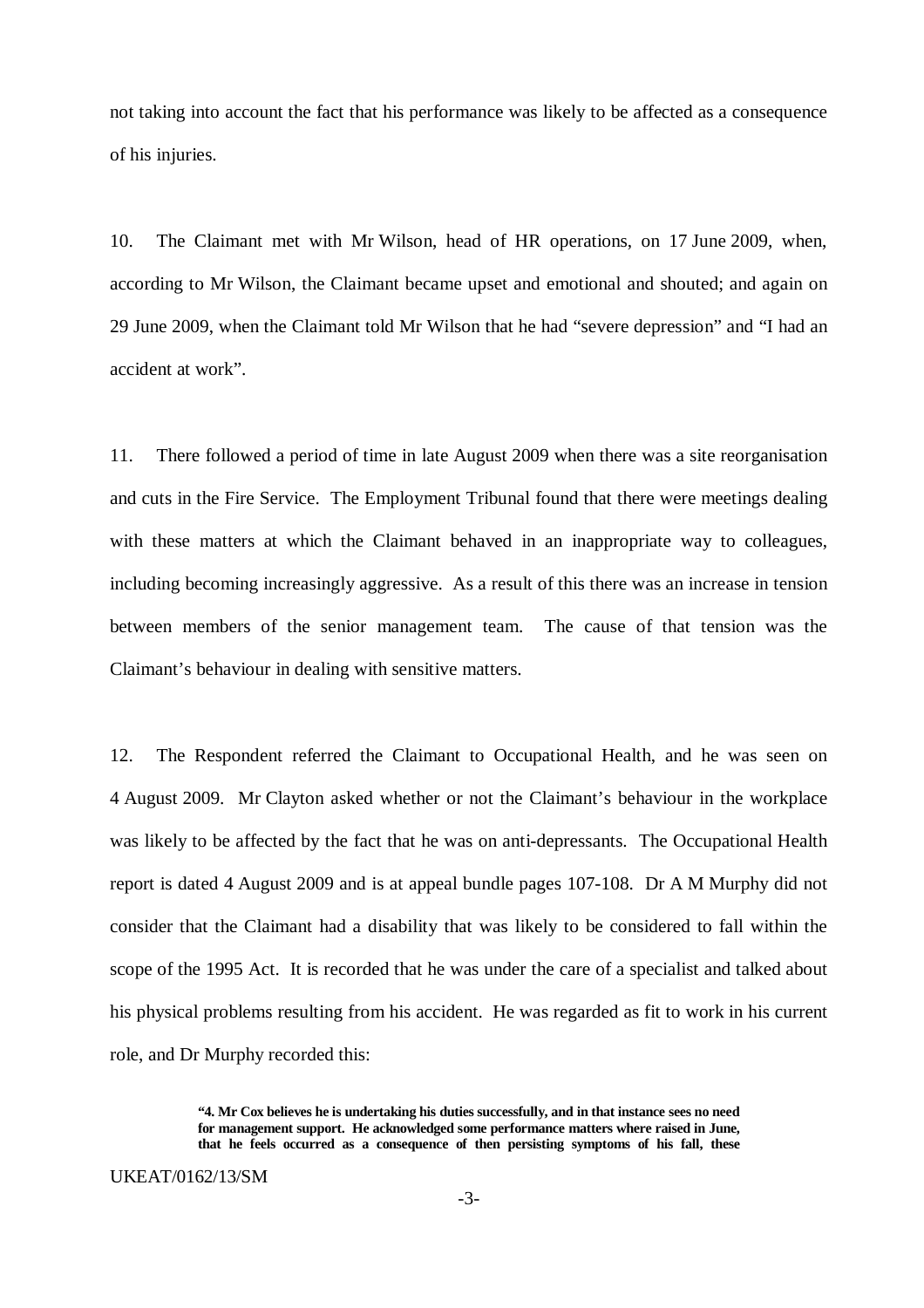not taking into account the fact that his performance was likely to be affected as a consequence of his injuries.

10. The Claimant met with Mr Wilson, head of HR operations, on 17 June 2009, when, according to Mr Wilson, the Claimant became upset and emotional and shouted; and again on 29 June 2009, when the Claimant told Mr Wilson that he had "severe depression" and "I had an accident at work".

11. There followed a period of time in late August 2009 when there was a site reorganisation and cuts in the Fire Service. The Employment Tribunal found that there were meetings dealing with these matters at which the Claimant behaved in an inappropriate way to colleagues, including becoming increasingly aggressive. As a result of this there was an increase in tension between members of the senior management team. The cause of that tension was the Claimant's behaviour in dealing with sensitive matters.

12. The Respondent referred the Claimant to Occupational Health, and he was seen on 4 August 2009. Mr Clayton asked whether or not the Claimant's behaviour in the workplace was likely to be affected by the fact that he was on anti-depressants. The Occupational Health report is dated 4 August 2009 and is at appeal bundle pages 107-108. Dr A M Murphy did not consider that the Claimant had a disability that was likely to be considered to fall within the scope of the 1995 Act. It is recorded that he was under the care of a specialist and talked about his physical problems resulting from his accident. He was regarded as fit to work in his current role, and Dr Murphy recorded this:

> **"4. Mr Cox believes he is undertaking his duties successfully, and in that instance sees no need for management support. He acknowledged some performance matters where raised in June, that he feels occurred as a consequence of then persisting symptoms of his fall, these**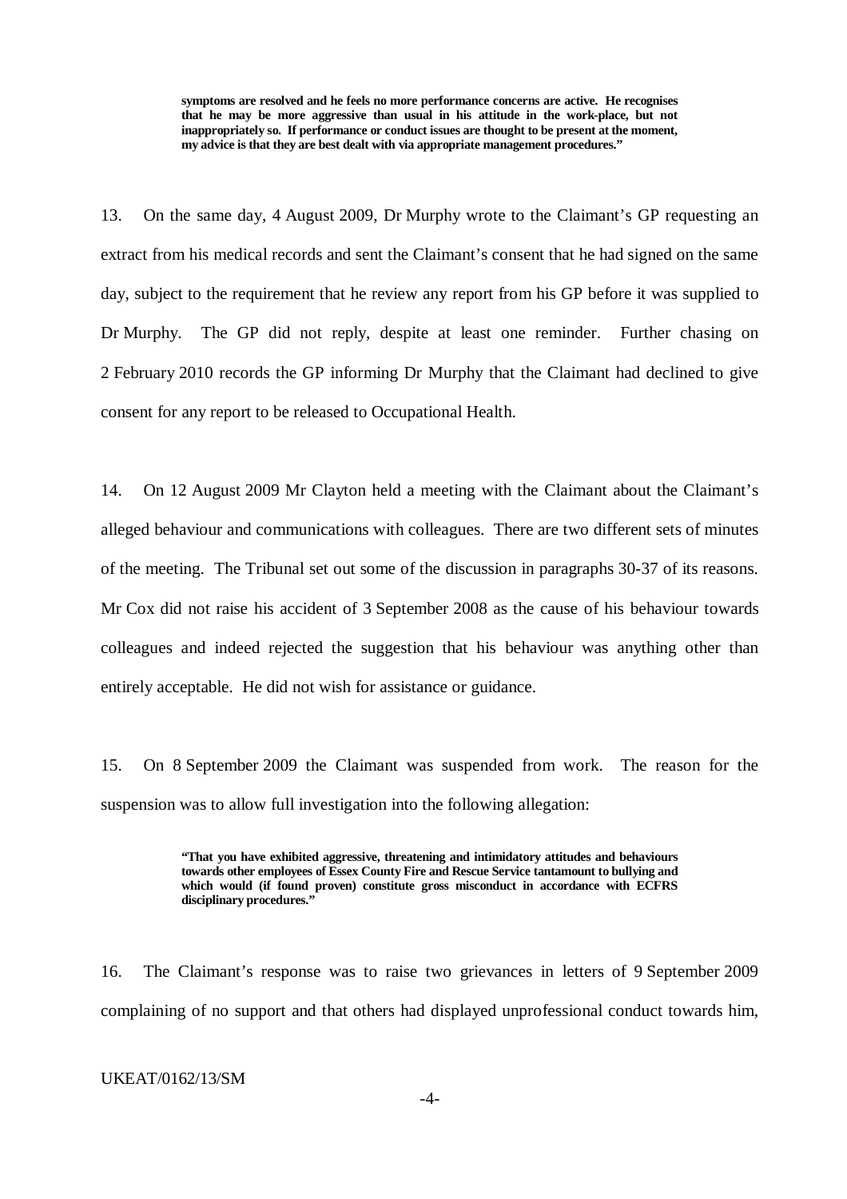> **symptoms are resolved and he feels no more performance concerns are active. He recognises that he may be more aggressive than usual in his attitude in the work-place, but not inappropriately so. If performance or conduct issues are thought to be present at the moment, my advice is that they are best dealt with via appropriate management procedures."**

13. On the same day, 4 August 2009, Dr Murphy wrote to the Claimant's GP requesting an extract from his medical records and sent the Claimant's consent that he had signed on the same day, subject to the requirement that he review any report from his GP before it was supplied to Dr Murphy. The GP did not reply, despite at least one reminder. Further chasing on 2 February 2010 records the GP informing Dr Murphy that the Claimant had declined to give consent for any report to be released to Occupational Health.

14. On 12 August 2009 Mr Clayton held a meeting with the Claimant about the Claimant's alleged behaviour and communications with colleagues. There are two different sets of minutes of the meeting. The Tribunal set out some of the discussion in paragraphs 30-37 of its reasons. Mr Cox did not raise his accident of 3 September 2008 as the cause of his behaviour towards colleagues and indeed rejected the suggestion that his behaviour was anything other than entirely acceptable. He did not wish for assistance or guidance.

15. On 8 September 2009 the Claimant was suspended from work. The reason for the suspension was to allow full investigation into the following allegation:

> **"That you have exhibited aggressive, threatening and intimidatory attitudes and behaviours towards other employees of Essex County Fire and Rescue Service tantamount to bullying and which would (if found proven) constitute gross misconduct in accordance with ECFRS disciplinary procedures."**

16. The Claimant's response was to raise two grievances in letters of 9 September 2009 complaining of no support and that others had displayed unprofessional conduct towards him,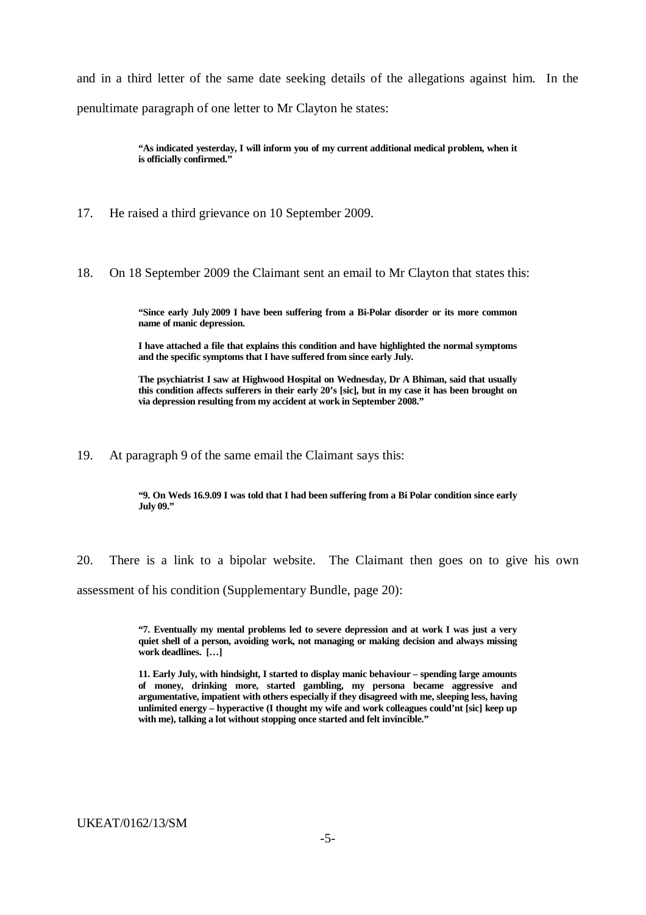and in a third letter of the same date seeking details of the allegations against him. In the penultimate paragraph of one letter to Mr Clayton he states:

> **"As indicated yesterday, I will inform you of my current additional medical problem, when it is officially confirmed."**

17. He raised a third grievance on 10 September 2009.

18. On 18 September 2009 the Claimant sent an email to Mr Clayton that states this:

> **"Since early July 2009 I have been suffering from a Bi-Polar disorder or its more common name of manic depression.**
>
> **I have attached a file that explains this condition and have highlighted the normal symptoms and the specific symptoms that I have suffered from since early July.**
>
> **The psychiatrist I saw at Highwood Hospital on Wednesday, Dr A Bhiman, said that usually this condition affects sufferers in their early 20's [sic], but in my case it has been brought on via depression resulting from my accident at work in September 2008."**

19. At paragraph 9 of the same email the Claimant says this:

> **"9. On Weds 16.9.09 I was told that I had been suffering from a Bi Polar condition since early July 09."**

20. There is a link to a bipolar website. The Claimant then goes on to give his own assessment of his condition (Supplementary Bundle, page 20):

> **"7. Eventually my mental problems led to severe depression and at work I was just a very quiet shell of a person, avoiding work, not managing or making decision and always missing work deadlines. […]**
>
> **11. Early July, with hindsight, I started to display manic behaviour – spending large amounts of money, drinking more, started gambling, my persona became aggressive and argumentative, impatient with others especially if they disagreed with me, sleeping less, having unlimited energy – hyperactive (I thought my wife and work colleagues could'nt [sic] keep up with me), talking a lot without stopping once started and felt invincible."**

UKEAT/0162/13/SM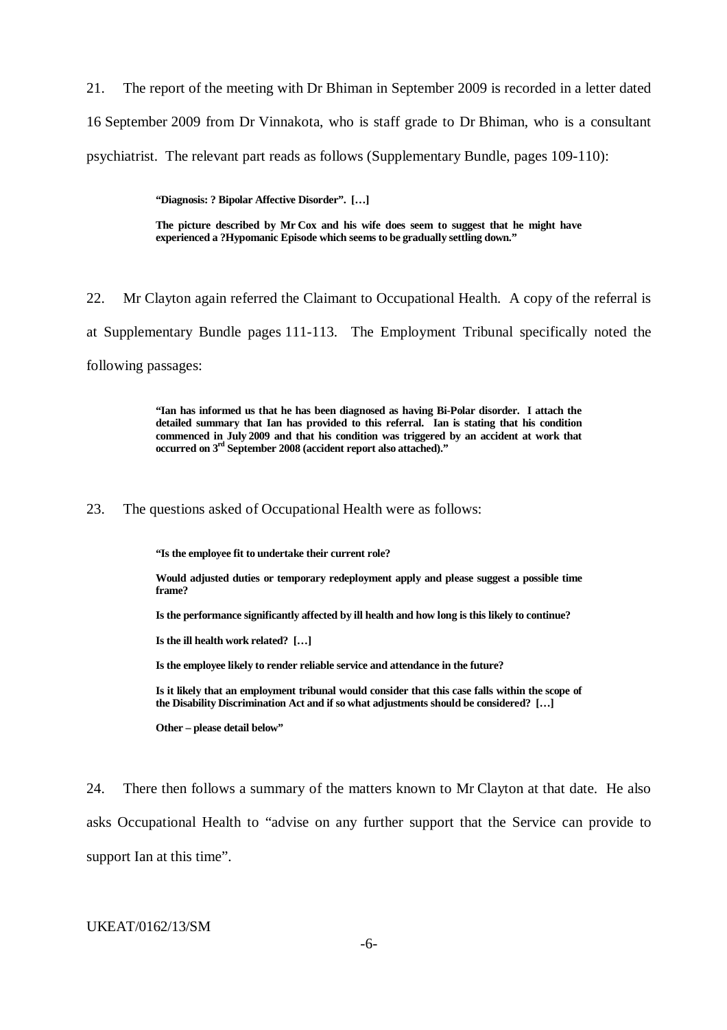21. The report of the meeting with Dr Bhiman in September 2009 is recorded in a letter dated 16 September 2009 from Dr Vinnakota, who is staff grade to Dr Bhiman, who is a consultant psychiatrist. The relevant part reads as follows (Supplementary Bundle, pages 109-110):

> **"Diagnosis: ? Bipolar Affective Disorder". […]**
>
> **The picture described by Mr Cox and his wife does seem to suggest that he might have experienced a ?Hypomanic Episode which seems to be gradually settling down."**

22. Mr Clayton again referred the Claimant to Occupational Health. A copy of the referral is at Supplementary Bundle pages 111-113. The Employment Tribunal specifically noted the following passages:

> **"Ian has informed us that he has been diagnosed as having Bi-Polar disorder. I attach the detailed summary that Ian has provided to this referral. Ian is stating that his condition commenced in July 2009 and that his condition was triggered by an accident at work that occurred on 3rd September 2008 (accident report also attached)."**

23. The questions asked of Occupational Health were as follows:

> **"Is the employee fit to undertake their current role?**
>
> **Would adjusted duties or temporary redeployment apply and please suggest a possible time frame?**
>
> **Is the performance significantly affected by ill health and how long is this likely to continue?**
>
> **Is the ill health work related? […]**
>
> **Is the employee likely to render reliable service and attendance in the future?**
>
> **Is it likely that an employment tribunal would consider that this case falls within the scope of the Disability Discrimination Act and if so what adjustments should be considered? […]**
>
> **Other – please detail below"**

24. There then follows a summary of the matters known to Mr Clayton at that date. He also asks Occupational Health to "advise on any further support that the Service can provide to support Ian at this time".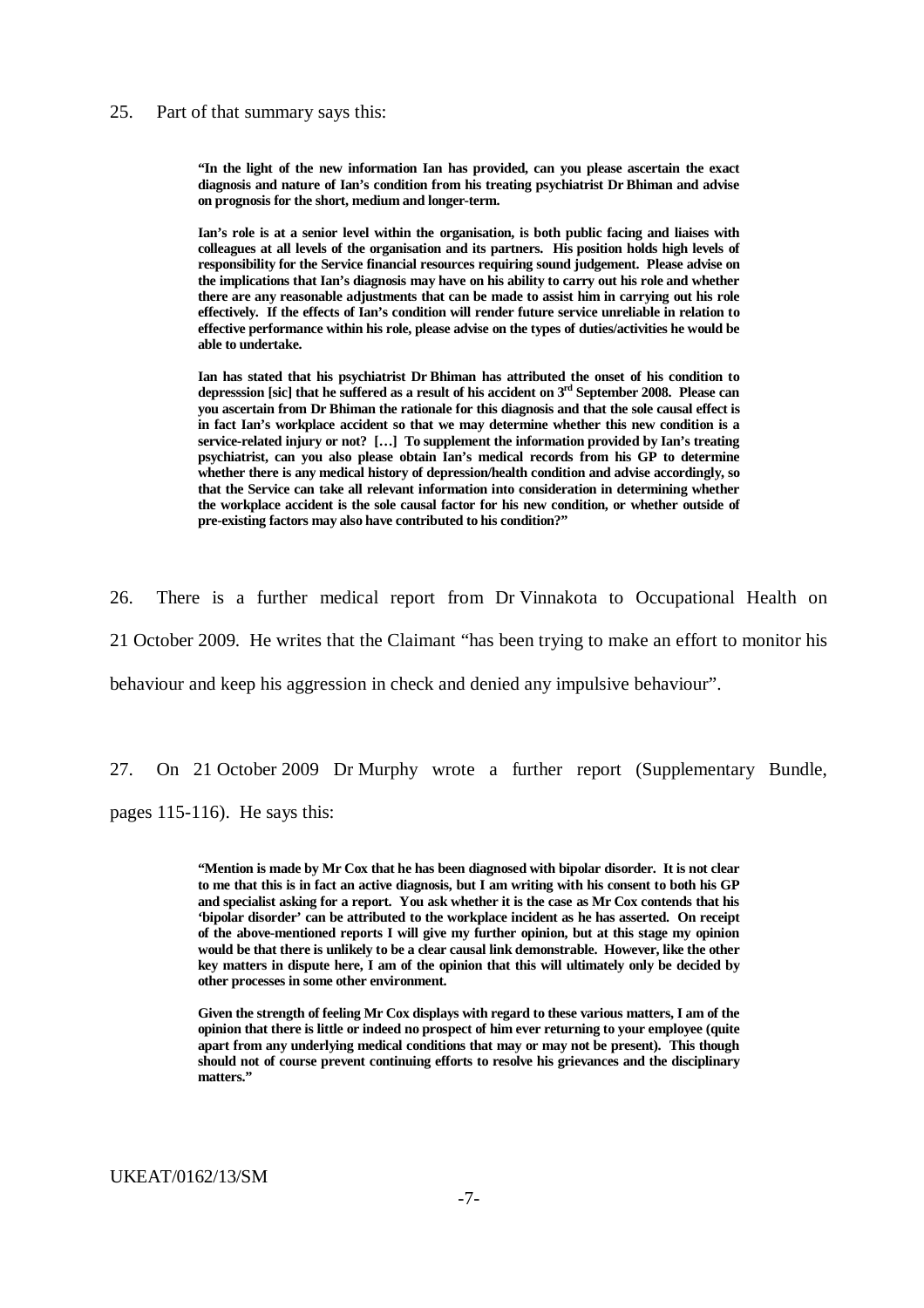25. Part of that summary says this:

> **"In the light of the new information Ian has provided, can you please ascertain the exact diagnosis and nature of Ian's condition from his treating psychiatrist Dr Bhiman and advise on prognosis for the short, medium and longer-term.**
>
> **Ian's role is at a senior level within the organisation, is both public facing and liaises with colleagues at all levels of the organisation and its partners. His position holds high levels of responsibility for the Service financial resources requiring sound judgement. Please advise on the implications that Ian's diagnosis may have on his ability to carry out his role and whether there are any reasonable adjustments that can be made to assist him in carrying out his role effectively. If the effects of Ian's condition will render future service unreliable in relation to effective performance within his role, please advise on the types of duties/activities he would be able to undertake.**
>
> **Ian has stated that his psychiatrist Dr Bhiman has attributed the onset of his condition to depresssion [sic] that he suffered as a result of his accident on 3rd September 2008. Please can you ascertain from Dr Bhiman the rationale for this diagnosis and that the sole causal effect is in fact Ian's workplace accident so that we may determine whether this new condition is a service-related injury or not? […] To supplement the information provided by Ian's treating psychiatrist, can you also please obtain Ian's medical records from his GP to determine whether there is any medical history of depression/health condition and advise accordingly, so that the Service can take all relevant information into consideration in determining whether the workplace accident is the sole causal factor for his new condition, or whether outside of pre-existing factors may also have contributed to his condition?"**

26. There is a further medical report from Dr Vinnakota to Occupational Health on 21 October 2009. He writes that the Claimant "has been trying to make an effort to monitor his behaviour and keep his aggression in check and denied any impulsive behaviour".

27. On 21 October 2009 Dr Murphy wrote a further report (Supplementary Bundle, pages 115-116). He says this:

> **"Mention is made by Mr Cox that he has been diagnosed with bipolar disorder. It is not clear to me that this is in fact an active diagnosis, but I am writing with his consent to both his GP and specialist asking for a report. You ask whether it is the case as Mr Cox contends that his 'bipolar disorder' can be attributed to the workplace incident as he has asserted. On receipt of the above-mentioned reports I will give my further opinion, but at this stage my opinion would be that there is unlikely to be a clear causal link demonstrable. However, like the other key matters in dispute here, I am of the opinion that this will ultimately only be decided by other processes in some other environment.**
>
> **Given the strength of feeling Mr Cox displays with regard to these various matters, I am of the opinion that there is little or indeed no prospect of him ever returning to your employee (quite apart from any underlying medical conditions that may or may not be present). This though should not of course prevent continuing efforts to resolve his grievances and the disciplinary matters."**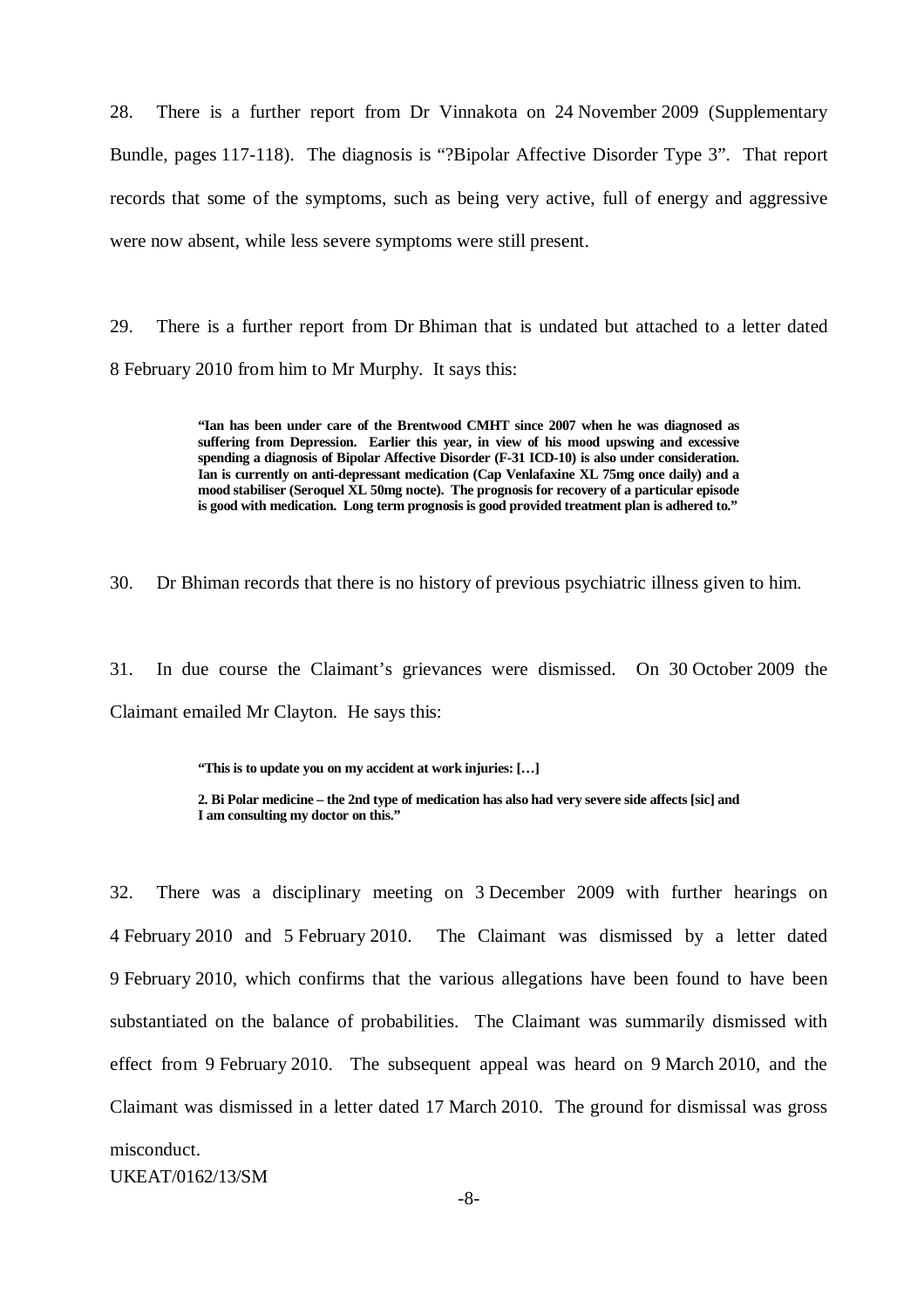28. There is a further report from Dr Vinnakota on 24 November 2009 (Supplementary Bundle, pages 117-118). The diagnosis is "?Bipolar Affective Disorder Type 3". That report records that some of the symptoms, such as being very active, full of energy and aggressive were now absent, while less severe symptoms were still present.

29. There is a further report from Dr Bhiman that is undated but attached to a letter dated 8 February 2010 from him to Mr Murphy. It says this:

> **"Ian has been under care of the Brentwood CMHT since 2007 when he was diagnosed as suffering from Depression. Earlier this year, in view of his mood upswing and excessive spending a diagnosis of Bipolar Affective Disorder (F-31 ICD-10) is also under consideration. Ian is currently on anti-depressant medication (Cap Venlafaxine XL 75mg once daily) and a mood stabiliser (Seroquel XL 50mg nocte). The prognosis for recovery of a particular episode is good with medication. Long term prognosis is good provided treatment plan is adhered to."**

30. Dr Bhiman records that there is no history of previous psychiatric illness given to him.

31. In due course the Claimant's grievances were dismissed. On 30 October 2009 the Claimant emailed Mr Clayton. He says this:

> **"This is to update you on my accident at work injuries: […]**
>
> **2. Bi Polar medicine – the 2nd type of medication has also had very severe side affects [sic] and I am consulting my doctor on this."**

32. There was a disciplinary meeting on 3 December 2009 with further hearings on 4 February 2010 and 5 February 2010. The Claimant was dismissed by a letter dated 9 February 2010, which confirms that the various allegations have been found to have been substantiated on the balance of probabilities. The Claimant was summarily dismissed with effect from 9 February 2010. The subsequent appeal was heard on 9 March 2010, and the Claimant was dismissed in a letter dated 17 March 2010. The ground for dismissal was gross misconduct.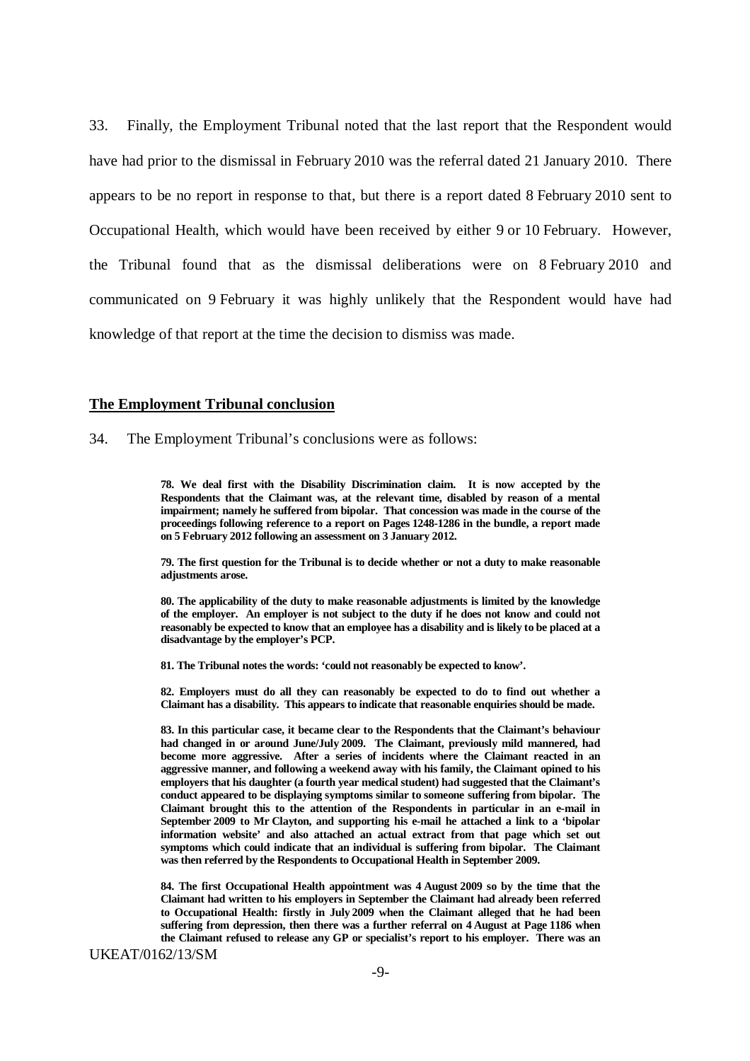33. Finally, the Employment Tribunal noted that the last report that the Respondent would have had prior to the dismissal in February 2010 was the referral dated 21 January 2010. There appears to be no report in response to that, but there is a report dated 8 February 2010 sent to Occupational Health, which would have been received by either 9 or 10 February. However, the Tribunal found that as the dismissal deliberations were on 8 February 2010 and communicated on 9 February it was highly unlikely that the Respondent would have had knowledge of that report at the time the decision to dismiss was made.

## The Employment Tribunal conclusion

34. The Employment Tribunal's conclusions were as follows:

> **78. We deal first with the Disability Discrimination claim. It is now accepted by the Respondents that the Claimant was, at the relevant time, disabled by reason of a mental impairment; namely he suffered from bipolar. That concession was made in the course of the proceedings following reference to a report on Pages 1248-1286 in the bundle, a report made on 5 February 2012 following an assessment on 3 January 2012.**
>
> **79. The first question for the Tribunal is to decide whether or not a duty to make reasonable adjustments arose.**
>
> **80. The applicability of the duty to make reasonable adjustments is limited by the knowledge of the employer. An employer is not subject to the duty if he does not know and could not reasonably be expected to know that an employee has a disability and is likely to be placed at a disadvantage by the employer's PCP.**
>
> **81. The Tribunal notes the words: 'could not reasonably be expected to know'.**
>
> **82. Employers must do all they can reasonably be expected to do to find out whether a Claimant has a disability. This appears to indicate that reasonable enquiries should be made.**
>
> **83. In this particular case, it became clear to the Respondents that the Claimant's behaviour had changed in or around June/July 2009. The Claimant, previously mild mannered, had become more aggressive. After a series of incidents where the Claimant reacted in an aggressive manner, and following a weekend away with his family, the Claimant opined to his employers that his daughter (a fourth year medical student) had suggested that the Claimant's conduct appeared to be displaying symptoms similar to someone suffering from bipolar. The Claimant brought this to the attention of the Respondents in particular in an e-mail in September 2009 to Mr Clayton, and supporting his e-mail he attached a link to a 'bipolar information website' and also attached an actual extract from that page which set out symptoms which could indicate that an individual is suffering from bipolar. The Claimant was then referred by the Respondents to Occupational Health in September 2009.**
>
> **84. The first Occupational Health appointment was 4 August 2009 so by the time that the Claimant had written to his employers in September the Claimant had already been referred to Occupational Health: firstly in July 2009 when the Claimant alleged that he had been suffering from depression, then there was a further referral on 4 August at Page 1186 when the Claimant refused to release any GP or specialist's report to his employer. There was an**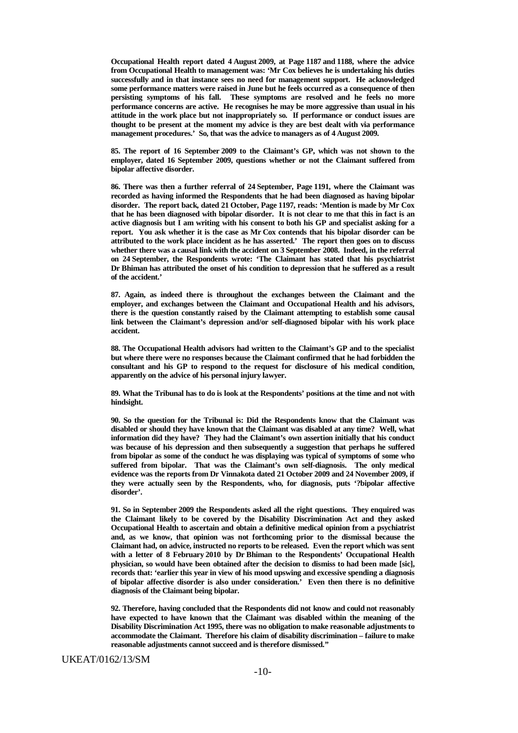**Occupational Health report dated 4 August 2009, at Page 1187 and 1188, where the advice from Occupational Health to management was: 'Mr Cox believes he is undertaking his duties successfully and in that instance sees no need for management support. He acknowledged some performance matters were raised in June but he feels occurred as a consequence of then persisting symptoms of his fall. These symptoms are resolved and he feels no more performance concerns are active. He recognises he may be more aggressive than usual in his attitude in the work place but not inappropriately so. If performance or conduct issues are thought to be present at the moment my advice is they are best dealt with via performance management procedures.' So, that was the advice to managers as of 4 August 2009.**

**85. The report of 16 September 2009 to the Claimant's GP, which was not shown to the employer, dated 16 September 2009, questions whether or not the Claimant suffered from bipolar affective disorder.**

**86. There was then a further referral of 24 September, Page 1191, where the Claimant was recorded as having informed the Respondents that he had been diagnosed as having bipolar disorder. The report back, dated 21 October, Page 1197, reads: 'Mention is made by Mr Cox that he has been diagnosed with bipolar disorder. It is not clear to me that this in fact is an active diagnosis but I am writing with his consent to both his GP and specialist asking for a report. You ask whether it is the case as Mr Cox contends that his bipolar disorder can be attributed to the work place incident as he has asserted.' The report then goes on to discuss whether there was a causal link with the accident on 3 September 2008. Indeed, in the referral on 24 September, the Respondents wrote: 'The Claimant has stated that his psychiatrist Dr Bhiman has attributed the onset of his condition to depression that he suffered as a result of the accident.'**

**87. Again, as indeed there is throughout the exchanges between the Claimant and the employer, and exchanges between the Claimant and Occupational Health and his advisors, there is the question constantly raised by the Claimant attempting to establish some causal link between the Claimant's depression and/or self-diagnosed bipolar with his work place accident.**

**88. The Occupational Health advisors had written to the Claimant's GP and to the specialist but where there were no responses because the Claimant confirmed that he had forbidden the consultant and his GP to respond to the request for disclosure of his medical condition, apparently on the advice of his personal injury lawyer.**

**89. What the Tribunal has to do is look at the Respondents' positions at the time and not with hindsight.**

**90. So the question for the Tribunal is: Did the Respondents know that the Claimant was disabled or should they have known that the Claimant was disabled at any time? Well, what information did they have? They had the Claimant's own assertion initially that his conduct was because of his depression and then subsequently a suggestion that perhaps he suffered from bipolar as some of the conduct he was displaying was typical of symptoms of some who suffered from bipolar. That was the Claimant's own self-diagnosis. The only medical evidence was the reports from Dr Vinnakota dated 21 October 2009 and 24 November 2009, if they were actually seen by the Respondents, who, for diagnosis, puts '?bipolar affective disorder'.**

**91. So in September 2009 the Respondents asked all the right questions. They enquired was the Claimant likely to be covered by the Disability Discrimination Act and they asked Occupational Health to ascertain and obtain a definitive medical opinion from a psychiatrist and, as we know, that opinion was not forthcoming prior to the dismissal because the Claimant had, on advice, instructed no reports to be released. Even the report which was sent with a letter of 8 February 2010 by Dr Bhiman to the Respondents' Occupational Health physician, so would have been obtained after the decision to dismiss to had been made [sic], records that: 'earlier this year in view of his mood upswing and excessive spending a diagnosis of bipolar affective disorder is also under consideration.' Even then there is no definitive diagnosis of the Claimant being bipolar.**

**92. Therefore, having concluded that the Respondents did not know and could not reasonably have expected to have known that the Claimant was disabled within the meaning of the Disability Discrimination Act 1995, there was no obligation to make reasonable adjustments to accommodate the Claimant. Therefore his claim of disability discrimination – failure to make reasonable adjustments cannot succeed and is therefore dismissed."**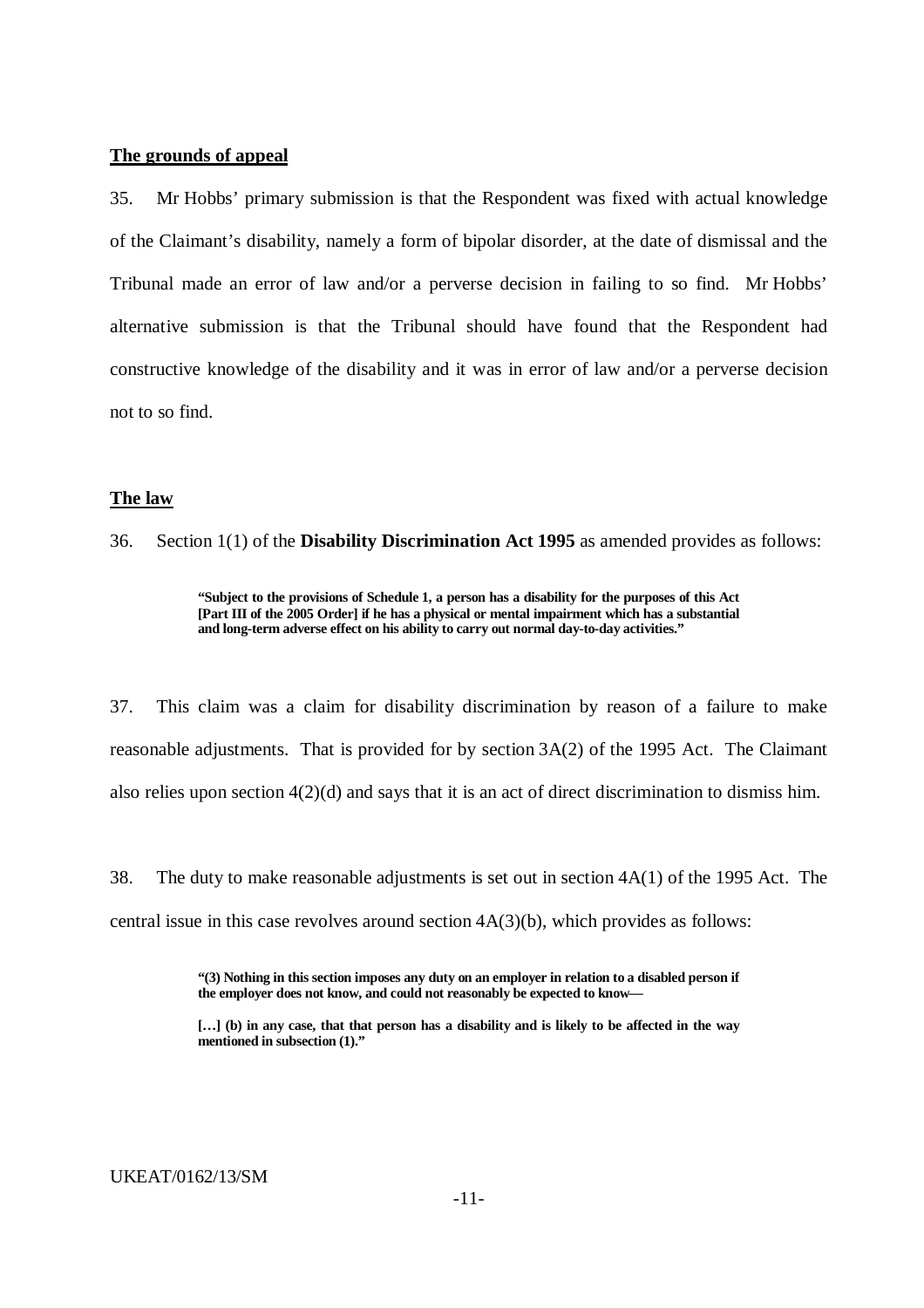**The grounds of appeal**

35. Mr Hobbs' primary submission is that the Respondent was fixed with actual knowledge of the Claimant's disability, namely a form of bipolar disorder, at the date of dismissal and the Tribunal made an error of law and/or a perverse decision in failing to so find. Mr Hobbs' alternative submission is that the Tribunal should have found that the Respondent had constructive knowledge of the disability and it was in error of law and/or a perverse decision not to so find.

**The law**

36. Section 1(1) of the **Disability Discrimination Act 1995** as amended provides as follows:

> **"Subject to the provisions of Schedule 1, a person has a disability for the purposes of this Act [Part III of the 2005 Order] if he has a physical or mental impairment which has a substantial and long-term adverse effect on his ability to carry out normal day-to-day activities."**

37. This claim was a claim for disability discrimination by reason of a failure to make reasonable adjustments. That is provided for by section 3A(2) of the 1995 Act. The Claimant also relies upon section 4(2)(d) and says that it is an act of direct discrimination to dismiss him.

38. The duty to make reasonable adjustments is set out in section 4A(1) of the 1995 Act. The central issue in this case revolves around section 4A(3)(b), which provides as follows:

> **"(3) Nothing in this section imposes any duty on an employer in relation to a disabled person if the employer does not know, and could not reasonably be expected to know—**
>
> **[…] (b) in any case, that that person has a disability and is likely to be affected in the way mentioned in subsection (1)."**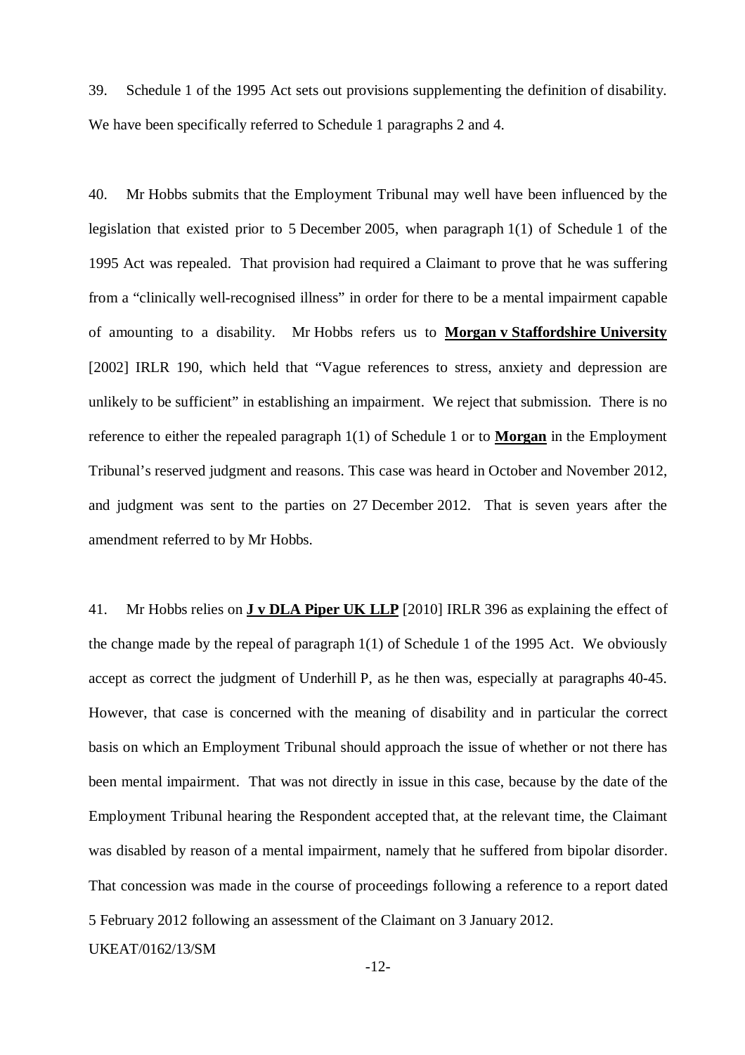39. Schedule 1 of the 1995 Act sets out provisions supplementing the definition of disability. We have been specifically referred to Schedule 1 paragraphs 2 and 4.

40. Mr Hobbs submits that the Employment Tribunal may well have been influenced by the legislation that existed prior to 5 December 2005, when paragraph 1(1) of Schedule 1 of the 1995 Act was repealed. That provision had required a Claimant to prove that he was suffering from a "clinically well-recognised illness" in order for there to be a mental impairment capable of amounting to a disability. Mr Hobbs refers us to **Morgan v Staffordshire University** [2002] IRLR 190, which held that "Vague references to stress, anxiety and depression are unlikely to be sufficient" in establishing an impairment. We reject that submission. There is no reference to either the repealed paragraph 1(1) of Schedule 1 or to **Morgan** in the Employment Tribunal's reserved judgment and reasons. This case was heard in October and November 2012, and judgment was sent to the parties on 27 December 2012. That is seven years after the amendment referred to by Mr Hobbs.

41. Mr Hobbs relies on **J v DLA Piper UK LLP** [2010] IRLR 396 as explaining the effect of the change made by the repeal of paragraph 1(1) of Schedule 1 of the 1995 Act. We obviously accept as correct the judgment of Underhill P, as he then was, especially at paragraphs 40-45. However, that case is concerned with the meaning of disability and in particular the correct basis on which an Employment Tribunal should approach the issue of whether or not there has been mental impairment. That was not directly in issue in this case, because by the date of the Employment Tribunal hearing the Respondent accepted that, at the relevant time, the Claimant was disabled by reason of a mental impairment, namely that he suffered from bipolar disorder. That concession was made in the course of proceedings following a reference to a report dated 5 February 2012 following an assessment of the Claimant on 3 January 2012.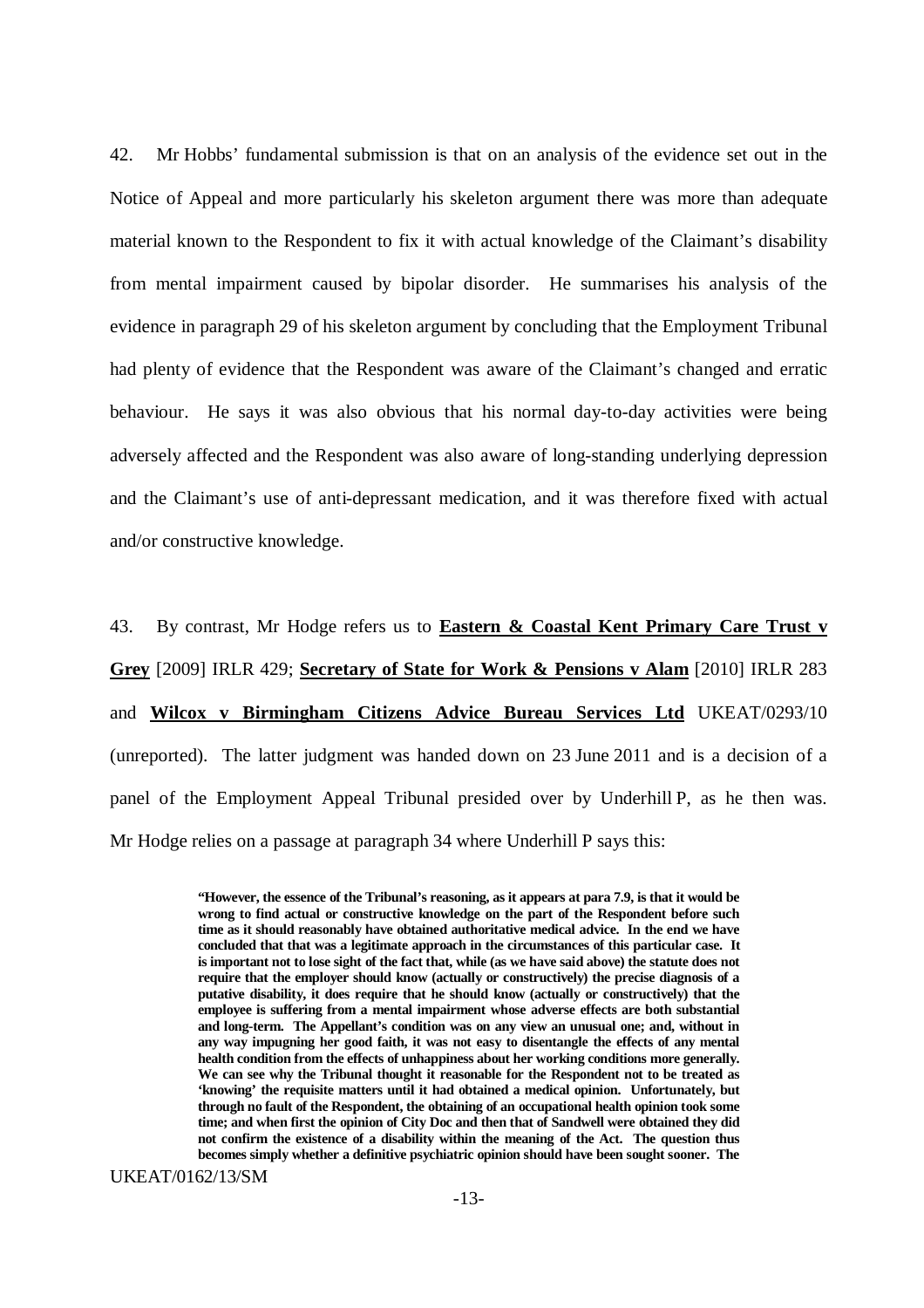42. Mr Hobbs' fundamental submission is that on an analysis of the evidence set out in the Notice of Appeal and more particularly his skeleton argument there was more than adequate material known to the Respondent to fix it with actual knowledge of the Claimant's disability from mental impairment caused by bipolar disorder. He summarises his analysis of the evidence in paragraph 29 of his skeleton argument by concluding that the Employment Tribunal had plenty of evidence that the Respondent was aware of the Claimant's changed and erratic behaviour. He says it was also obvious that his normal day-to-day activities were being adversely affected and the Respondent was also aware of long-standing underlying depression and the Claimant's use of anti-depressant medication, and it was therefore fixed with actual and/or constructive knowledge.

43. By contrast, Mr Hodge refers us to **Eastern & Coastal Kent Primary Care Trust v Grey** [2009] IRLR 429; **Secretary of State for Work & Pensions v Alam** [2010] IRLR 283 and **Wilcox v Birmingham Citizens Advice Bureau Services Ltd** UKEAT/0293/10 (unreported). The latter judgment was handed down on 23 June 2011 and is a decision of a panel of the Employment Appeal Tribunal presided over by Underhill P, as he then was. Mr Hodge relies on a passage at paragraph 34 where Underhill P says this:

> **"However, the essence of the Tribunal's reasoning, as it appears at para 7.9, is that it would be wrong to find actual or constructive knowledge on the part of the Respondent before such time as it should reasonably have obtained authoritative medical advice. In the end we have concluded that that was a legitimate approach in the circumstances of this particular case. It is important not to lose sight of the fact that, while (as we have said above) the statute does not require that the employer should know (actually or constructively) the precise diagnosis of a putative disability, it does require that he should know (actually or constructively) that the employee is suffering from a mental impairment whose adverse effects are both substantial and long-term. The Appellant's condition was on any view an unusual one; and, without in any way impugning her good faith, it was not easy to disentangle the effects of any mental health condition from the effects of unhappiness about her working conditions more generally. We can see why the Tribunal thought it reasonable for the Respondent not to be treated as 'knowing' the requisite matters until it had obtained a medical opinion. Unfortunately, but through no fault of the Respondent, the obtaining of an occupational health opinion took some time; and when first the opinion of City Doc and then that of Sandwell were obtained they did not confirm the existence of a disability within the meaning of the Act. The question thus becomes simply whether a definitive psychiatric opinion should have been sought sooner. The**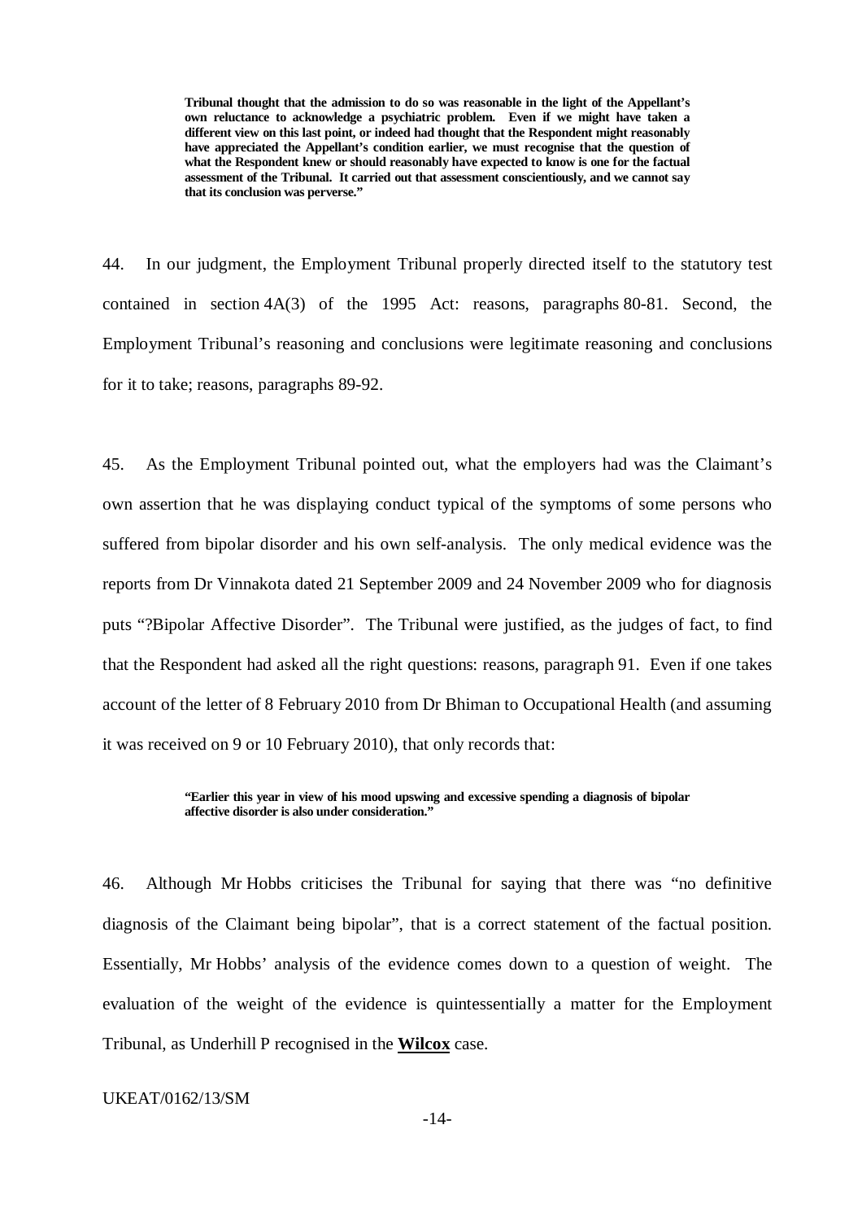> **Tribunal thought that the admission to do so was reasonable in the light of the Appellant's own reluctance to acknowledge a psychiatric problem. Even if we might have taken a different view on this last point, or indeed had thought that the Respondent might reasonably have appreciated the Appellant's condition earlier, we must recognise that the question of what the Respondent knew or should reasonably have expected to know is one for the factual assessment of the Tribunal. It carried out that assessment conscientiously, and we cannot say that its conclusion was perverse."**

44. In our judgment, the Employment Tribunal properly directed itself to the statutory test contained in section 4A(3) of the 1995 Act: reasons, paragraphs 80-81. Second, the Employment Tribunal's reasoning and conclusions were legitimate reasoning and conclusions for it to take; reasons, paragraphs 89-92.

45. As the Employment Tribunal pointed out, what the employers had was the Claimant's own assertion that he was displaying conduct typical of the symptoms of some persons who suffered from bipolar disorder and his own self-analysis. The only medical evidence was the reports from Dr Vinnakota dated 21 September 2009 and 24 November 2009 who for diagnosis puts "?Bipolar Affective Disorder". The Tribunal were justified, as the judges of fact, to find that the Respondent had asked all the right questions: reasons, paragraph 91. Even if one takes account of the letter of 8 February 2010 from Dr Bhiman to Occupational Health (and assuming it was received on 9 or 10 February 2010), that only records that:

> **"Earlier this year in view of his mood upswing and excessive spending a diagnosis of bipolar affective disorder is also under consideration."**

46. Although Mr Hobbs criticises the Tribunal for saying that there was "no definitive diagnosis of the Claimant being bipolar", that is a correct statement of the factual position. Essentially, Mr Hobbs' analysis of the evidence comes down to a question of weight. The evaluation of the weight of the evidence is quintessentially a matter for the Employment Tribunal, as Underhill P recognised in the **Wilcox** case.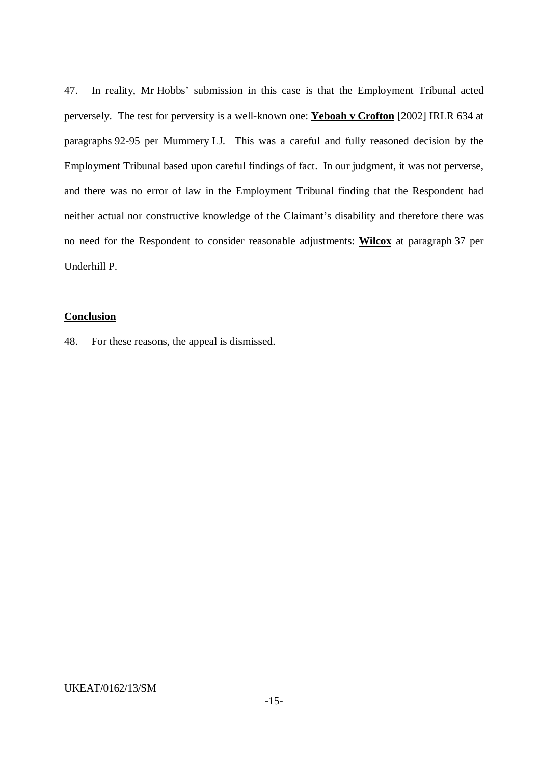47. In reality, Mr Hobbs' submission in this case is that the Employment Tribunal acted perversely. The test for perversity is a well-known one: **Yeboah v Crofton** [2002] IRLR 634 at paragraphs 92-95 per Mummery LJ. This was a careful and fully reasoned decision by the Employment Tribunal based upon careful findings of fact. In our judgment, it was not perverse, and there was no error of law in the Employment Tribunal finding that the Respondent had neither actual nor constructive knowledge of the Claimant's disability and therefore there was no need for the Respondent to consider reasonable adjustments: **Wilcox** at paragraph 37 per Underhill P.

## Conclusion

48. For these reasons, the appeal is dismissed.